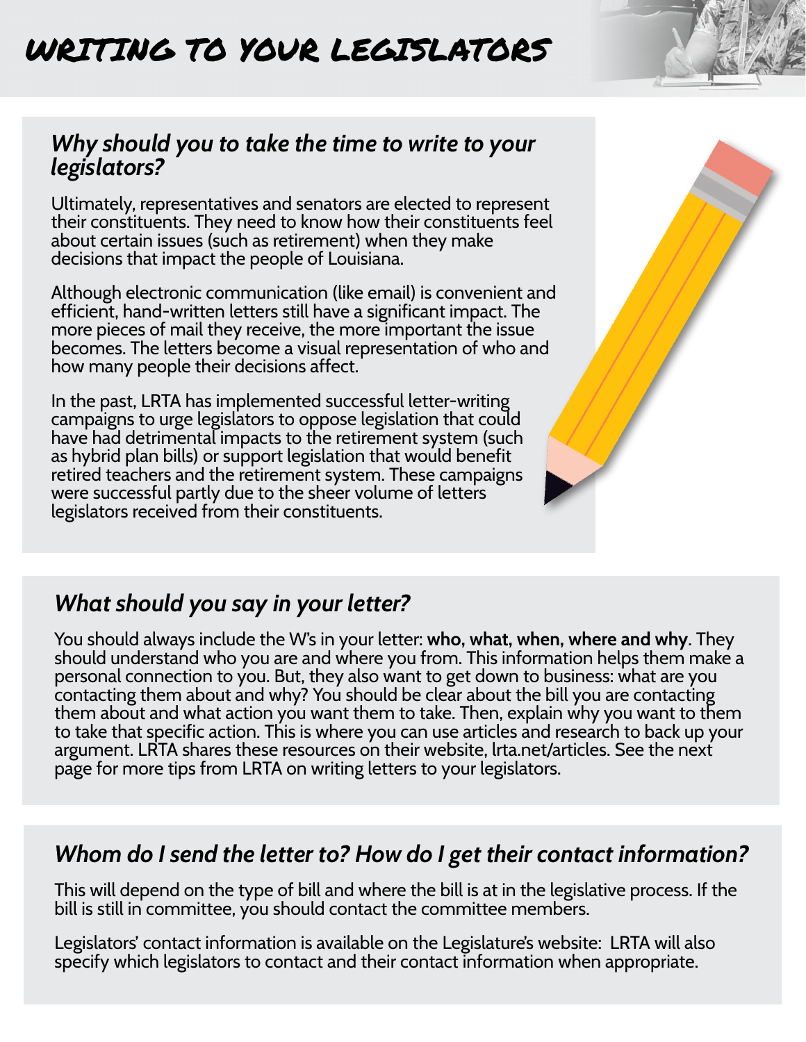# WRITING TO YOUR LEGISLATORS

## *Why should you to take the time to write to your legislators?*

Ultimately, representatives and senators are elected to represent their constituents. They need to know how their constituents feel about certain issues (such as retirement) when they make decisions that impact the people of Louisiana.

Although electronic communication (like email) is convenient and efficient, hand-written letters still have a significant impact. The more pieces of mail they receive, the more important the issue becomes. The letters become a visual representation of who and how many people their decisions affect.

In the past, LRTA has implemented successful letter-writing campaigns to urge legislators to oppose legislation that could have had detrimental impacts to the retirement system (such as hybrid plan bills) or support legislation that would benefit retired teachers and the retirement system. These campaigns were successful partly due to the sheer volume of letters legislators received from their constituents.

## *What should you say in your letter?*

You should always include the W's in your letter: **who, what, when, where and why**. They should understand who you are and where you from. This information helps them make a personal connection to you. But, they also want to get down to business: what are you contacting them about and why? You should be clear about the bill you are contacting them about and what action you want them to take. Then, explain why you want to them to take that specific action. This is where you can use articles and research to back up your argument. LRTA shares these resources on their website, lrta.net/articles. See the next page for more tips from LRTA on writing letters to your legislators.

## *Whom do I send the letter to? How do I get their contact information?*

This will depend on the type of bill and where the bill is at in the legislative process. If the bill is still in committee, you should contact the committee members.

Legislators' contact information is available on the Legislature's website: LRTA will also specify which legislators to contact and their contact information when appropriate.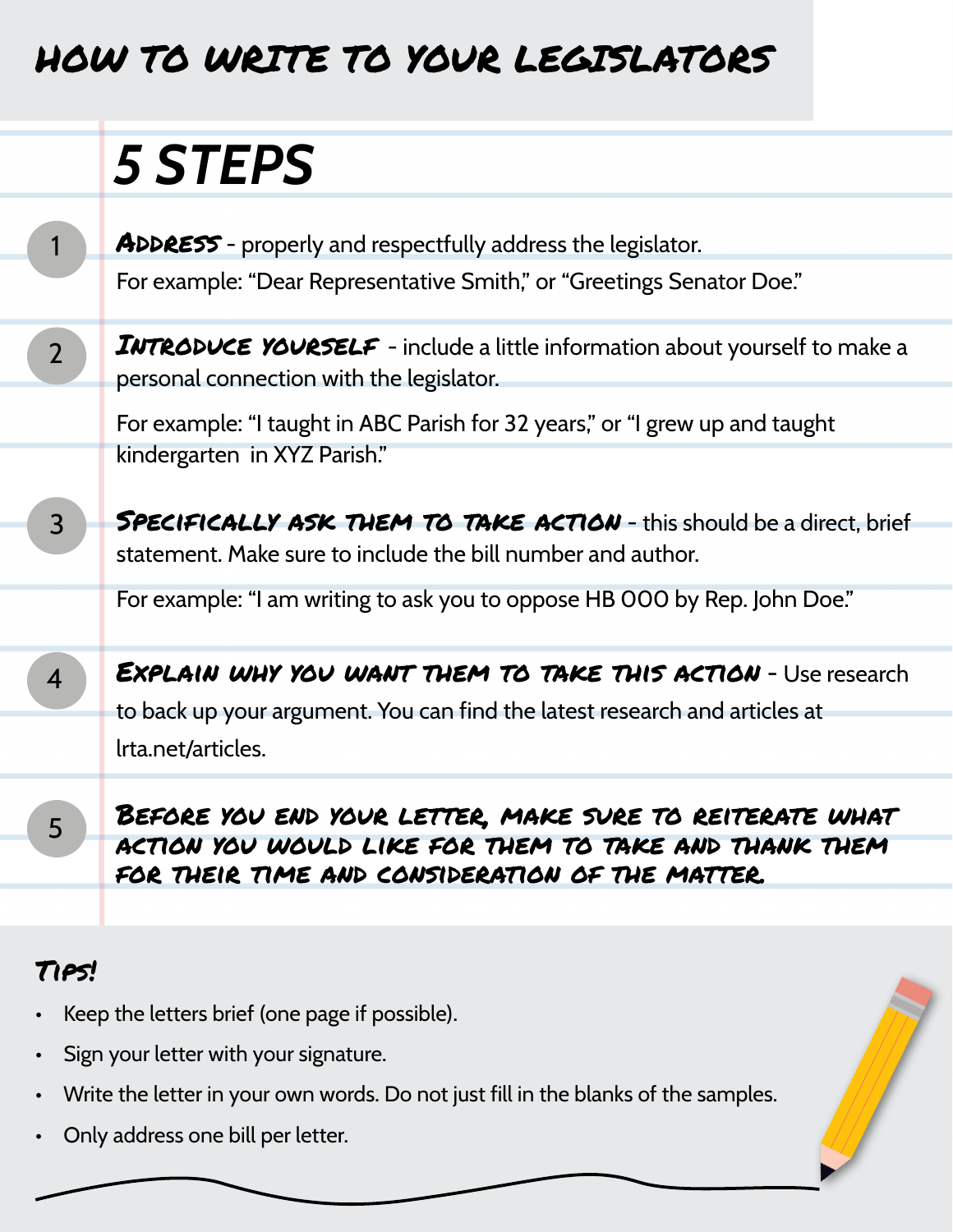# HOW TO WRITE TO YOUR LEGISLATORS

## 5 STEPS

1. **Address** - properly and respectfully address the legislator.

   For example: "Dear Representative Smith," or "Greetings Senator Doe."

2. **Introduce yourself** - include a little information about yourself to make a personal connection with the legislator.

   For example: "I taught in ABC Parish for 32 years," or "I grew up and taught kindergarten in XYZ Parish."

3. **Specifically ask them to take action** - this should be a direct, brief statement. Make sure to include the bill number and author.

   For example: "I am writing to ask you to oppose HB 000 by Rep. John Doe."

4. **Explain why you want them to take this action** - Use research to back up your argument. You can find the latest research and articles at lrta.net/articles.

5. **Before you end your letter, make sure to reiterate what action you would like for them to take and thank them for their time and consideration of the matter.**

### Tips!

- Keep the letters brief (one page if possible).
- Sign your letter with your signature.
- Write the letter in your own words. Do not just fill in the blanks of the samples.
- Only address one bill per letter.